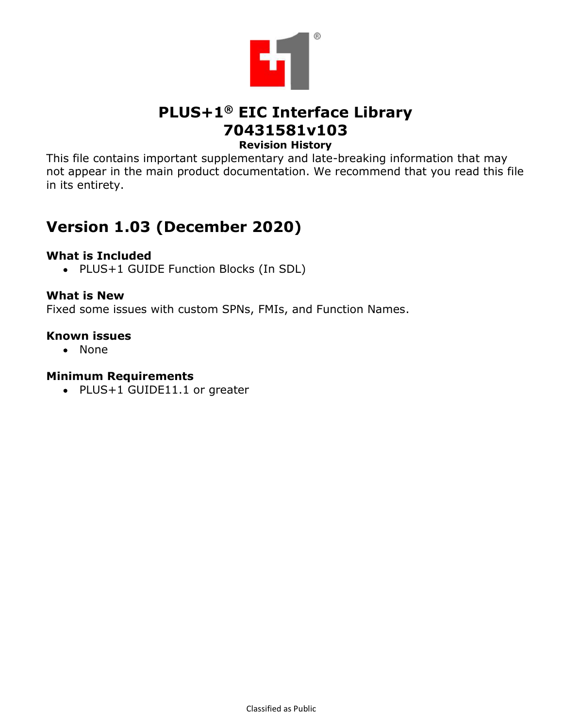# PLUS+1® EIC Interface Library
# 70431581v103

**Revision History**

This file contains important supplementary and late-breaking information that may not appear in the main product documentation. We recommend that you read this file in its entirety.

## Version 1.03 (December 2020)

### What is Included

- PLUS+1 GUIDE Function Blocks (In SDL)

### What is New

Fixed some issues with custom SPNs, FMIs, and Function Names.

### Known issues

- None

### Minimum Requirements

- PLUS+1 GUIDE11.1 or greater

Classified as Public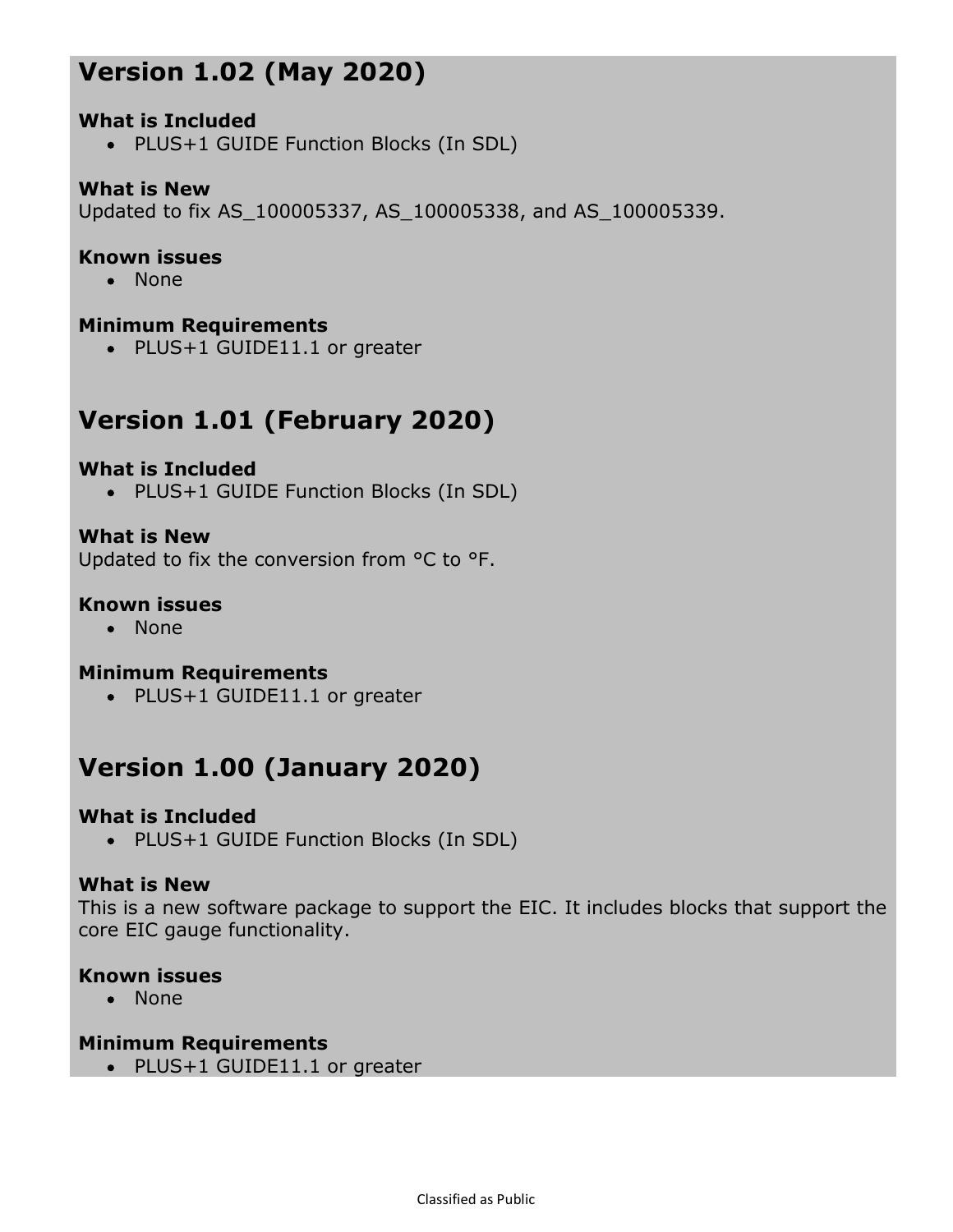## Version 1.02 (May 2020)

### What is Included

- PLUS+1 GUIDE Function Blocks (In SDL)

### What is New

Updated to fix AS_100005337, AS_100005338, and AS_100005339.

### Known issues

- None

### Minimum Requirements

- PLUS+1 GUIDE11.1 or greater

## Version 1.01 (February 2020)

### What is Included

- PLUS+1 GUIDE Function Blocks (In SDL)

### What is New

Updated to fix the conversion from °C to °F.

### Known issues

- None

### Minimum Requirements

- PLUS+1 GUIDE11.1 or greater

## Version 1.00 (January 2020)

### What is Included

- PLUS+1 GUIDE Function Blocks (In SDL)

### What is New

This is a new software package to support the EIC. It includes blocks that support the core EIC gauge functionality.

### Known issues

- None

### Minimum Requirements

- PLUS+1 GUIDE11.1 or greater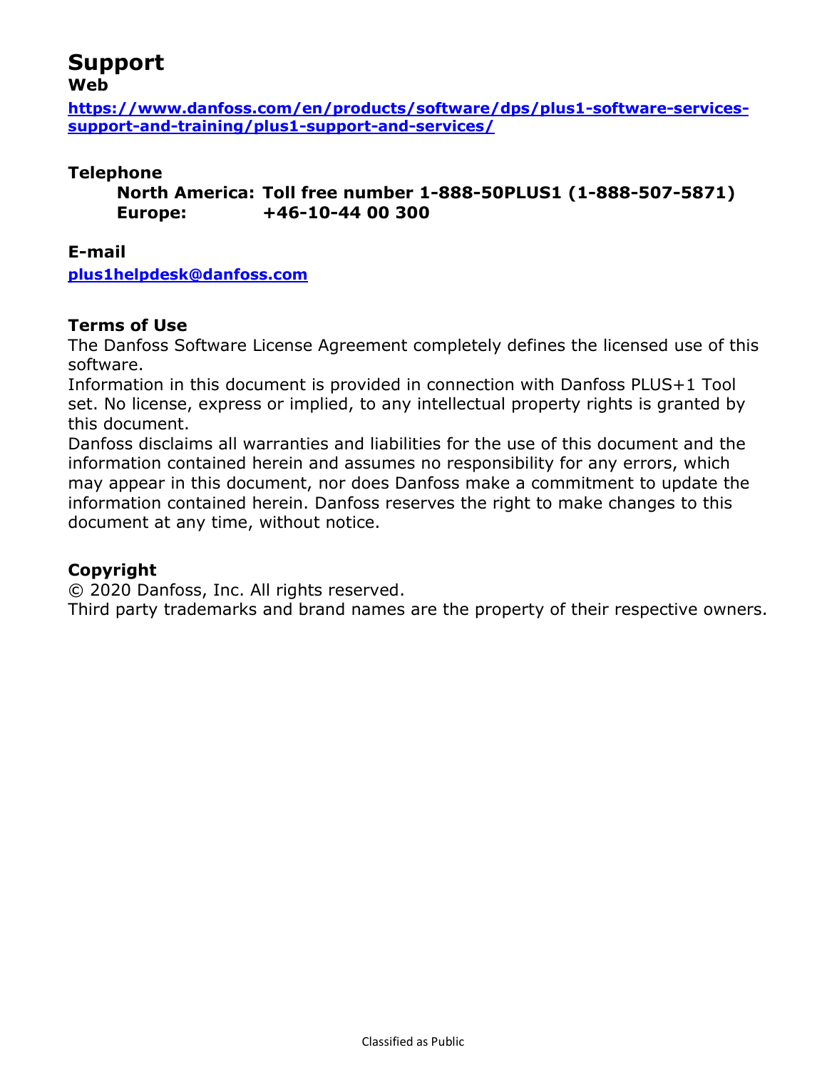# Support

**Web**

**https://www.danfoss.com/en/products/software/dps/plus1-software-services-support-and-training/plus1-support-and-services/**

**Telephone**

**North America: Toll free number 1-888-50PLUS1 (1-888-507-5871)**
**Europe: +46-10-44 00 300**

**E-mail**

**plus1helpdesk@danfoss.com**

**Terms of Use**

The Danfoss Software License Agreement completely defines the licensed use of this software.
Information in this document is provided in connection with Danfoss PLUS+1 Tool set. No license, express or implied, to any intellectual property rights is granted by this document.
Danfoss disclaims all warranties and liabilities for the use of this document and the information contained herein and assumes no responsibility for any errors, which may appear in this document, nor does Danfoss make a commitment to update the information contained herein. Danfoss reserves the right to make changes to this document at any time, without notice.

**Copyright**

© 2020 Danfoss, Inc. All rights reserved.
Third party trademarks and brand names are the property of their respective owners.

Classified as Public